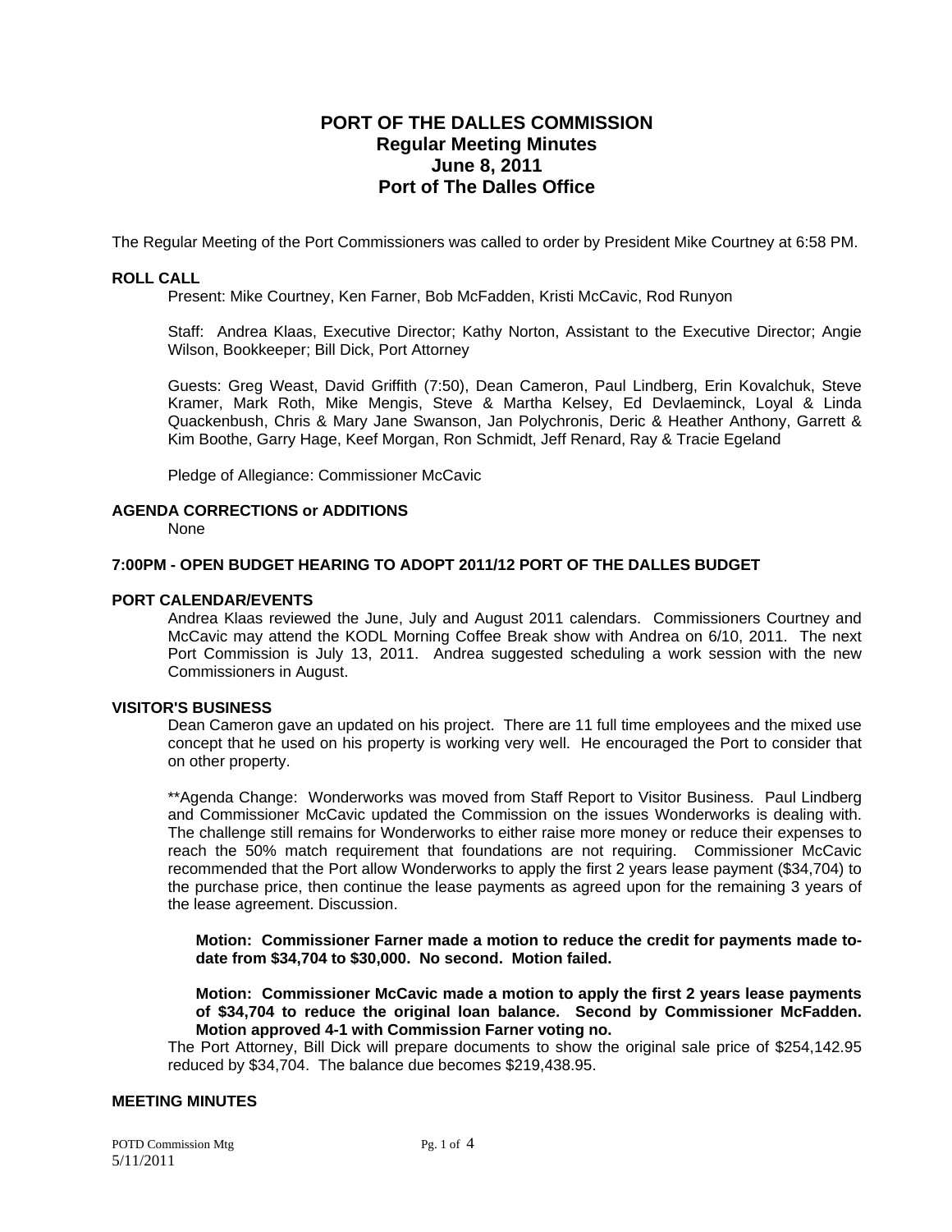# PORT OF THE DALLES COMMISSION
## Regular Meeting Minutes
## June 8, 2011
## Port of The Dalles Office

The Regular Meeting of the Port Commissioners was called to order by President Mike Courtney at 6:58 PM.

**ROLL CALL**

Present: Mike Courtney, Ken Farner, Bob McFadden, Kristi McCavic, Rod Runyon

Staff: Andrea Klaas, Executive Director; Kathy Norton, Assistant to the Executive Director; Angie Wilson, Bookkeeper; Bill Dick, Port Attorney

Guests: Greg Weast, David Griffith (7:50), Dean Cameron, Paul Lindberg, Erin Kovalchuk, Steve Kramer, Mark Roth, Mike Mengis, Steve & Martha Kelsey, Ed Devlaeminck, Loyal & Linda Quackenbush, Chris & Mary Jane Swanson, Jan Polychronis, Deric & Heather Anthony, Garrett & Kim Boothe, Garry Hage, Keef Morgan, Ron Schmidt, Jeff Renard, Ray & Tracie Egeland

Pledge of Allegiance: Commissioner McCavic

**AGENDA CORRECTIONS or ADDITIONS**

None

**7:00PM - OPEN BUDGET HEARING TO ADOPT 2011/12 PORT OF THE DALLES BUDGET**

**PORT CALENDAR/EVENTS**

Andrea Klaas reviewed the June, July and August 2011 calendars. Commissioners Courtney and McCavic may attend the KODL Morning Coffee Break show with Andrea on 6/10, 2011. The next Port Commission is July 13, 2011. Andrea suggested scheduling a work session with the new Commissioners in August.

**VISITOR'S BUSINESS**

Dean Cameron gave an updated on his project. There are 11 full time employees and the mixed use concept that he used on his property is working very well. He encouraged the Port to consider that on other property.

**Agenda Change: Wonderworks was moved from Staff Report to Visitor Business. Paul Lindberg and Commissioner McCavic updated the Commission on the issues Wonderworks is dealing with. The challenge still remains for Wonderworks to either raise more money or reduce their expenses to reach the 50% match requirement that foundations are not requiring. Commissioner McCavic recommended that the Port allow Wonderworks to apply the first 2 years lease payment ($34,704) to the purchase price, then continue the lease payments as agreed upon for the remaining 3 years of the lease agreement. Discussion.

**Motion: Commissioner Farner made a motion to reduce the credit for payments made to-date from $34,704 to $30,000. No second. Motion failed.**

**Motion: Commissioner McCavic made a motion to apply the first 2 years lease payments of $34,704 to reduce the original loan balance. Second by Commissioner McFadden. Motion approved 4-1 with Commission Farner voting no.**

The Port Attorney, Bill Dick will prepare documents to show the original sale price of $254,142.95 reduced by $34,704. The balance due becomes $219,438.95.

**MEETING MINUTES**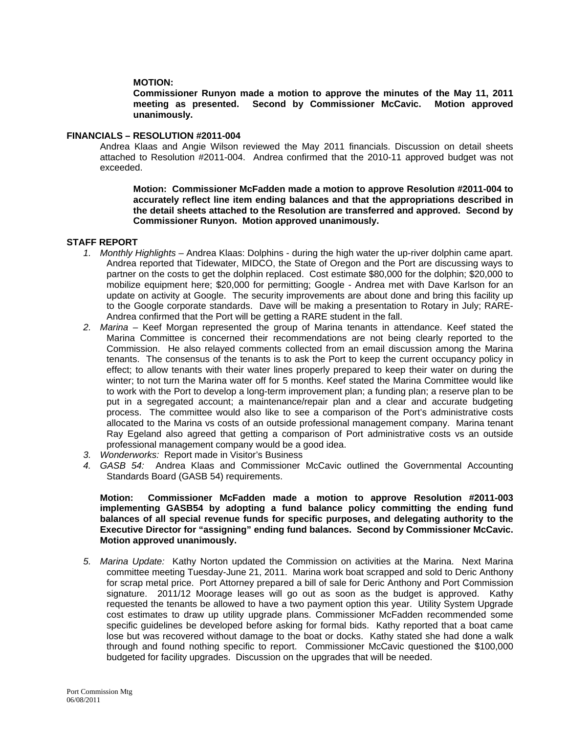**MOTION:**
**Commissioner Runyon made a motion to approve the minutes of the May 11, 2011 meeting as presented. Second by Commissioner McCavic. Motion approved unanimously.**

**FINANCIALS – RESOLUTION #2011-004**

Andrea Klaas and Angie Wilson reviewed the May 2011 financials. Discussion on detail sheets attached to Resolution #2011-004. Andrea confirmed that the 2010-11 approved budget was not exceeded.

**Motion: Commissioner McFadden made a motion to approve Resolution #2011-004 to accurately reflect line item ending balances and that the appropriations described in the detail sheets attached to the Resolution are transferred and approved. Second by Commissioner Runyon. Motion approved unanimously.**

**STAFF REPORT**

1. *Monthly Highlights* – Andrea Klaas: Dolphins - during the high water the up-river dolphin came apart. Andrea reported that Tidewater, MIDCO, the State of Oregon and the Port are discussing ways to partner on the costs to get the dolphin replaced. Cost estimate $80,000 for the dolphin; $20,000 to mobilize equipment here; $20,000 for permitting; Google - Andrea met with Dave Karlson for an update on activity at Google. The security improvements are about done and bring this facility up to the Google corporate standards. Dave will be making a presentation to Rotary in July; RARE-Andrea confirmed that the Port will be getting a RARE student in the fall.
2. *Marina* – Keef Morgan represented the group of Marina tenants in attendance. Keef stated the Marina Committee is concerned their recommendations are not being clearly reported to the Commission. He also relayed comments collected from an email discussion among the Marina tenants. The consensus of the tenants is to ask the Port to keep the current occupancy policy in effect; to allow tenants with their water lines properly prepared to keep their water on during the winter; to not turn the Marina water off for 5 months. Keef stated the Marina Committee would like to work with the Port to develop a long-term improvement plan; a funding plan; a reserve plan to be put in a segregated account; a maintenance/repair plan and a clear and accurate budgeting process. The committee would also like to see a comparison of the Port's administrative costs allocated to the Marina vs costs of an outside professional management company. Marina tenant Ray Egeland also agreed that getting a comparison of Port administrative costs vs an outside professional management company would be a good idea.
3. *Wonderworks:* Report made in Visitor's Business
4. *GASB 54:* Andrea Klaas and Commissioner McCavic outlined the Governmental Accounting Standards Board (GASB 54) requirements.

   **Motion: Commissioner McFadden made a motion to approve Resolution #2011-003 implementing GASB54 by adopting a fund balance policy committing the ending fund balances of all special revenue funds for specific purposes, and delegating authority to the Executive Director for "assigning" ending fund balances. Second by Commissioner McCavic. Motion approved unanimously.**

5. *Marina Update:* Kathy Norton updated the Commission on activities at the Marina. Next Marina committee meeting Tuesday-June 21, 2011. Marina work boat scrapped and sold to Deric Anthony for scrap metal price. Port Attorney prepared a bill of sale for Deric Anthony and Port Commission signature. 2011/12 Moorage leases will go out as soon as the budget is approved. Kathy requested the tenants be allowed to have a two payment option this year. Utility System Upgrade cost estimates to draw up utility upgrade plans. Commissioner McFadden recommended some specific guidelines be developed before asking for formal bids. Kathy reported that a boat came lose but was recovered without damage to the boat or docks. Kathy stated she had done a walk through and found nothing specific to report. Commissioner McCavic questioned the $100,000 budgeted for facility upgrades. Discussion on the upgrades that will be needed.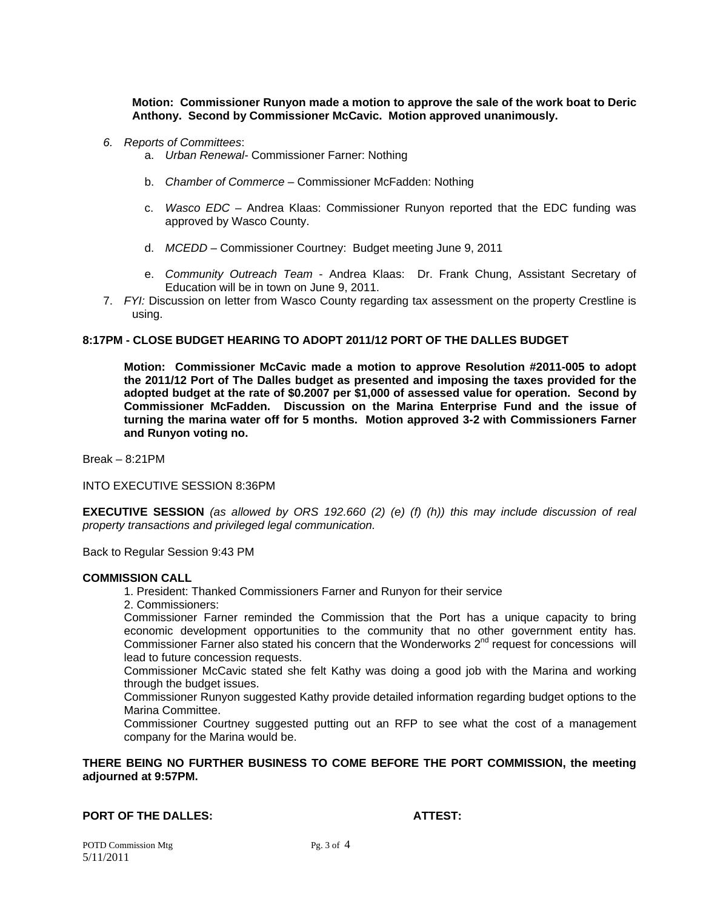**Motion: Commissioner Runyon made a motion to approve the sale of the work boat to Deric Anthony. Second by Commissioner McCavic. Motion approved unanimously.**

6. *Reports of Committees*:
   a. *Urban Renewal*- Commissioner Farner: Nothing

   b. *Chamber of Commerce* – Commissioner McFadden: Nothing

   c. *Wasco EDC* – Andrea Klaas: Commissioner Runyon reported that the EDC funding was approved by Wasco County.

   d. *MCEDD* – Commissioner Courtney: Budget meeting June 9, 2011

   e. *Community Outreach Team* - Andrea Klaas: Dr. Frank Chung, Assistant Secretary of Education will be in town on June 9, 2011.
7. *FYI:* Discussion on letter from Wasco County regarding tax assessment on the property Crestline is using.

**8:17PM - CLOSE BUDGET HEARING TO ADOPT 2011/12 PORT OF THE DALLES BUDGET**

**Motion: Commissioner McCavic made a motion to approve Resolution #2011-005 to adopt the 2011/12 Port of The Dalles budget as presented and imposing the taxes provided for the adopted budget at the rate of $0.2007 per $1,000 of assessed value for operation. Second by Commissioner McFadden. Discussion on the Marina Enterprise Fund and the issue of turning the marina water off for 5 months. Motion approved 3-2 with Commissioners Farner and Runyon voting no.**

Break – 8:21PM

INTO EXECUTIVE SESSION 8:36PM

**EXECUTIVE SESSION** *(as allowed by ORS 192.660 (2) (e) (f) (h)) this may include discussion of real property transactions and privileged legal communication.*

Back to Regular Session 9:43 PM

**COMMISSION CALL**

1. President: Thanked Commissioners Farner and Runyon for their service
2. Commissioners:

Commissioner Farner reminded the Commission that the Port has a unique capacity to bring economic development opportunities to the community that no other government entity has. Commissioner Farner also stated his concern that the Wonderworks 2nd request for concessions will lead to future concession requests.

Commissioner McCavic stated she felt Kathy was doing a good job with the Marina and working through the budget issues.

Commissioner Runyon suggested Kathy provide detailed information regarding budget options to the Marina Committee.

Commissioner Courtney suggested putting out an RFP to see what the cost of a management company for the Marina would be.

**THERE BEING NO FURTHER BUSINESS TO COME BEFORE THE PORT COMMISSION, the meeting adjourned at 9:57PM.**

**PORT OF THE DALLES:** **ATTEST:**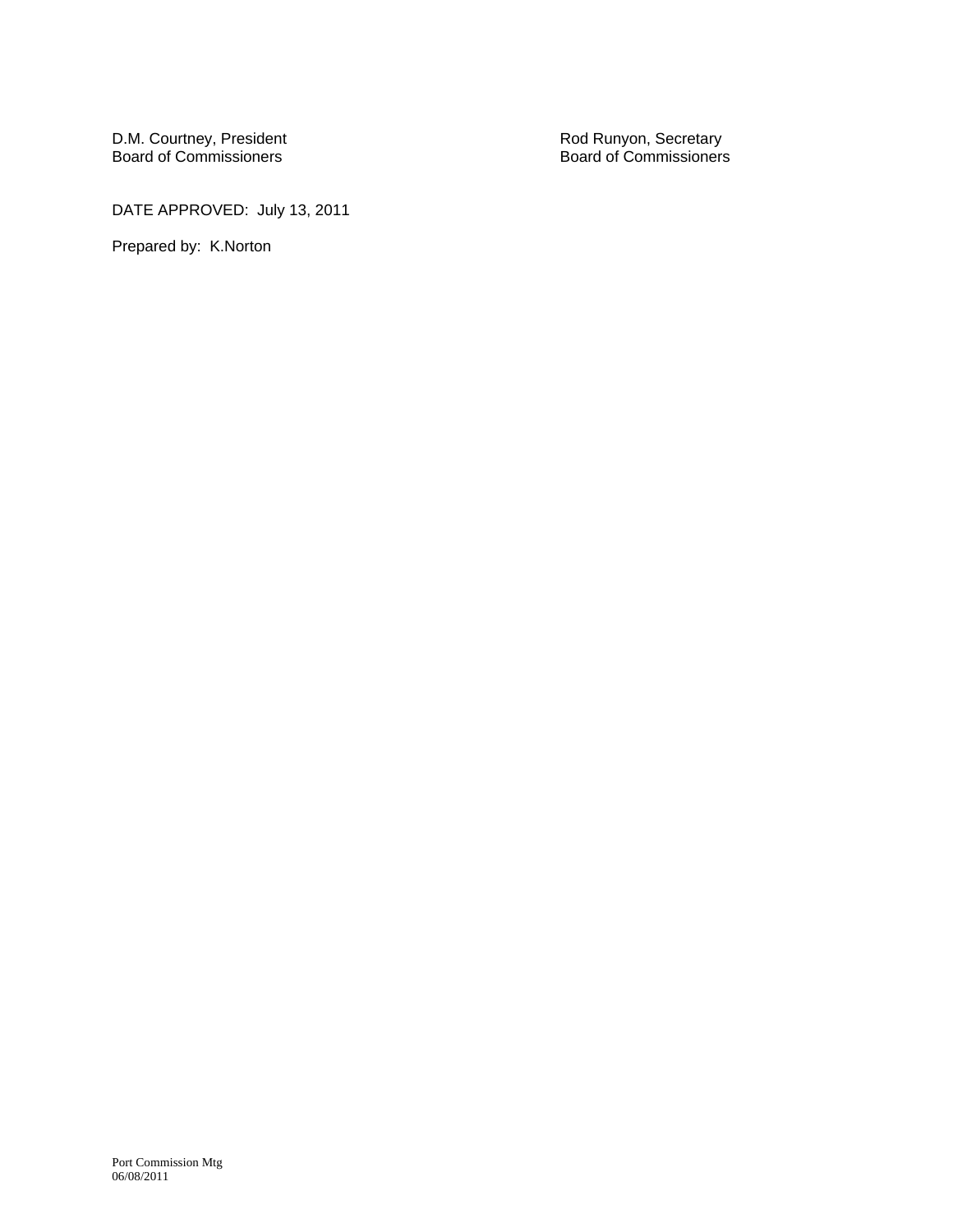D.M. Courtney, President
Board of Commissioners

Rod Runyon, Secretary
Board of Commissioners

DATE APPROVED: July 13, 2011

Prepared by: K.Norton